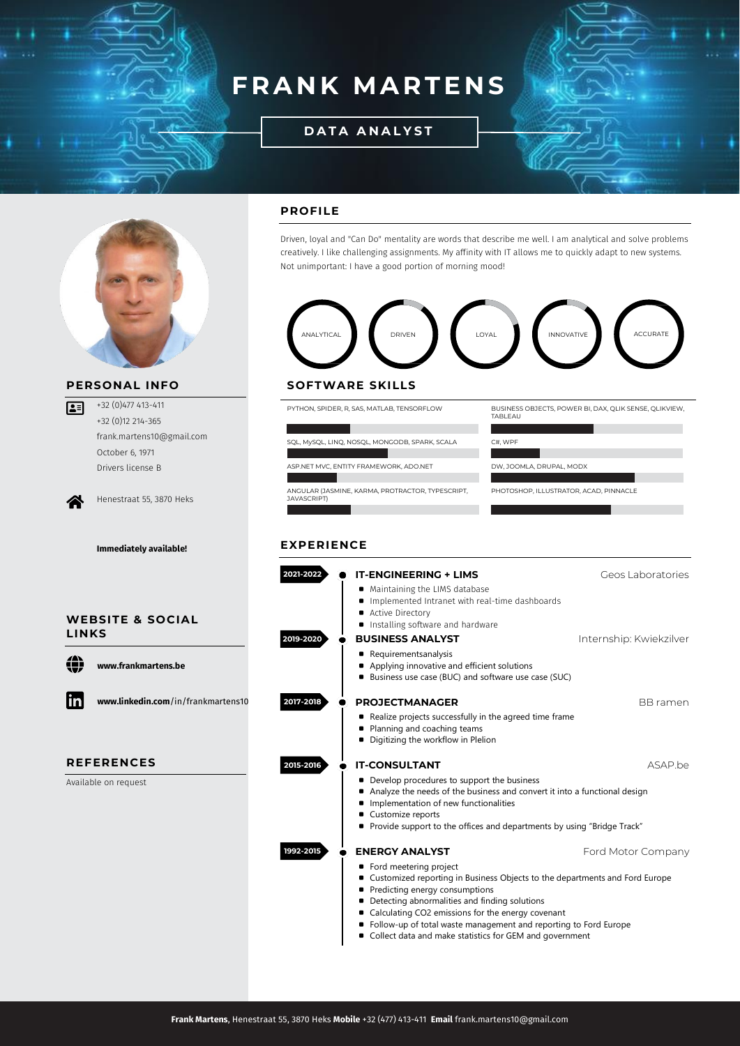# FRANK MARTENS

## DATA ANALYST

## PERSONAL INFO

+32 (0)477 413-411
+32 (0)12 214-365
frank.martens10@gmail.com
October 6, 1971
Drivers license B

Henestraat 55, 3870 Heks

**Immediately available!**

## WEBSITE & SOCIAL LINKS

**www.frankmartens.be**

**www.linkedin.com**/in/frankmartens10

## REFERENCES

Available on request

## PROFILE

Driven, loyal and "Can Do" mentality are words that describe me well. I am analytical and solve problems creatively. I like challenging assignments. My affinity with IT allows me to quickly adapt to new systems. Not unimportant: I have a good portion of morning mood!

ANALYTICAL · DRIVEN · LOYAL · INNOVATIVE · ACCURATE

## SOFTWARE SKILLS

- PYTHON, SPIDER, R, SAS, MATLAB, TENSORFLOW
- BUSINESS OBJECTS, POWER BI, DAX, QLIK SENSE, QLIKVIEW, TABLEAU
- SQL, MySQL, LINQ, NOSQL, MONGODB, SPARK, SCALA
- C#, WPF
- ASP.NET MVC, ENTITY FRAMEWORK, ADO.NET
- DW, JOOMLA, DRUPAL, MODX
- ANGULAR (JASMINE, KARMA, PROTRACTOR, TYPESCRIPT, JAVASCRIPT)
- PHOTOSHOP, ILLUSTRATOR, ACAD, PINNACLE

## EXPERIENCE

**2021-2022** — **IT-ENGINEERING + LIMS** — Geos Laboratories

- Maintaining the LIMS database
- Implemented Intranet with real-time dashboards
- Active Directory
- Installing software and hardware

**2019-2020** — **BUSINESS ANALYST** — Internship: Kwiekzilver

- Requirementsanalysis
- Applying innovative and efficient solutions
- Business use case (BUC) and software use case (SUC)

**2017-2018** — **PROJECTMANAGER** — BB ramen

- Realize projects successfully in the agreed time frame
- Planning and coaching teams
- Digitizing the workflow in Plelion

**2015-2016** — **IT-CONSULTANT** — ASAP.be

- Develop procedures to support the business
- Analyze the needs of the business and convert it into a functional design
- Implementation of new functionalities
- Customize reports
- Provide support to the offices and departments by using "Bridge Track"

**1992-2015** — **ENERGY ANALYST** — Ford Motor Company

- Ford meetering project
- Customized reporting in Business Objects to the departments and Ford Europe
- Predicting energy consumptions
- Detecting abnormalities and finding solutions
- Calculating CO2 emissions for the energy covenant
- Follow-up of total waste management and reporting to Ford Europe
- Collect data and make statistics for GEM and government

**Frank Martens**, Henestraat 55, 3870 Heks **Mobile** +32 (477) 413-411 **Email** frank.martens10@gmail.com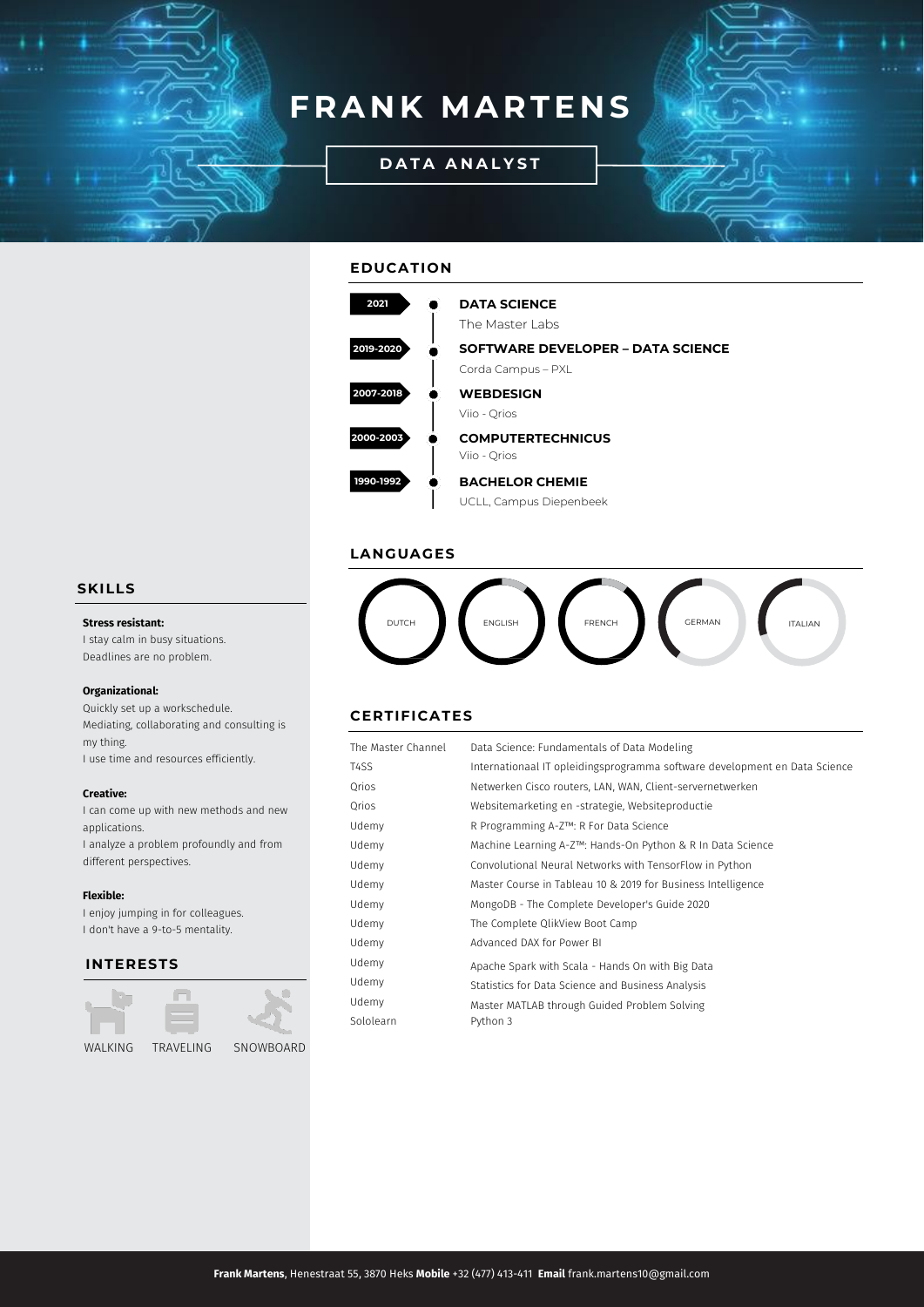# FRANK MARTENS

## DATA ANALYST

## EDUCATION

**2021** — **DATA SCIENCE**
The Master Labs

**2019-2020** — **SOFTWARE DEVELOPER – DATA SCIENCE**
Corda Campus – PXL

**2007-2018** — **WEBDESIGN**
Viio - Qrios

**2000-2003** — **COMPUTERTECHNICUS**
Viio - Qrios

**1990-1992** — **BACHELOR CHEMIE**
UCLL, Campus Diepenbeek

## LANGUAGES

DUTCH
ENGLISH
FRENCH
GERMAN
ITALIAN

## CERTIFICATES

| | |
|---|---|
| The Master Channel | Data Science: Fundamentals of Data Modeling |
| T4SS | Internationaal IT opleidingsprogramma software development en Data Science |
| Qrios | Netwerken Cisco routers, LAN, WAN, Client-servernetwerken |
| Qrios | Websitemarketing en -strategie, Websiteproductie |
| Udemy | R Programming A-Z™: R For Data Science |
| Udemy | Machine Learning A-Z™: Hands-On Python & R In Data Science |
| Udemy | Convolutional Neural Networks with TensorFlow in Python |
| Udemy | Master Course in Tableau 10 & 2019 for Business Intelligence |
| Udemy | MongoDB - The Complete Developer's Guide 2020 |
| Udemy | The Complete QlikView Boot Camp |
| Udemy | Advanced DAX for Power BI |
| Udemy | Apache Spark with Scala - Hands On with Big Data |
| Udemy | Statistics for Data Science and Business Analysis |
| Udemy | Master MATLAB through Guided Problem Solving |
| Sololearn | Python 3 |

## SKILLS

**Stress resistant:**
I stay calm in busy situations.
Deadlines are no problem.

**Organizational:**
Quickly set up a workschedule.
Mediating, collaborating and consulting is my thing.
I use time and resources efficiently.

**Creative:**
I can come up with new methods and new applications.
I analyze a problem profoundly and from different perspectives.

**Flexible:**
I enjoy jumping in for colleagues.
I don't have a 9-to-5 mentality.

## INTERESTS

WALKING TRAVELING SNOWBOARD

**Frank Martens**, Henestraat 55, 3870 Heks **Mobile** +32 (477) 413-411 **Email** frank.martens10@gmail.com